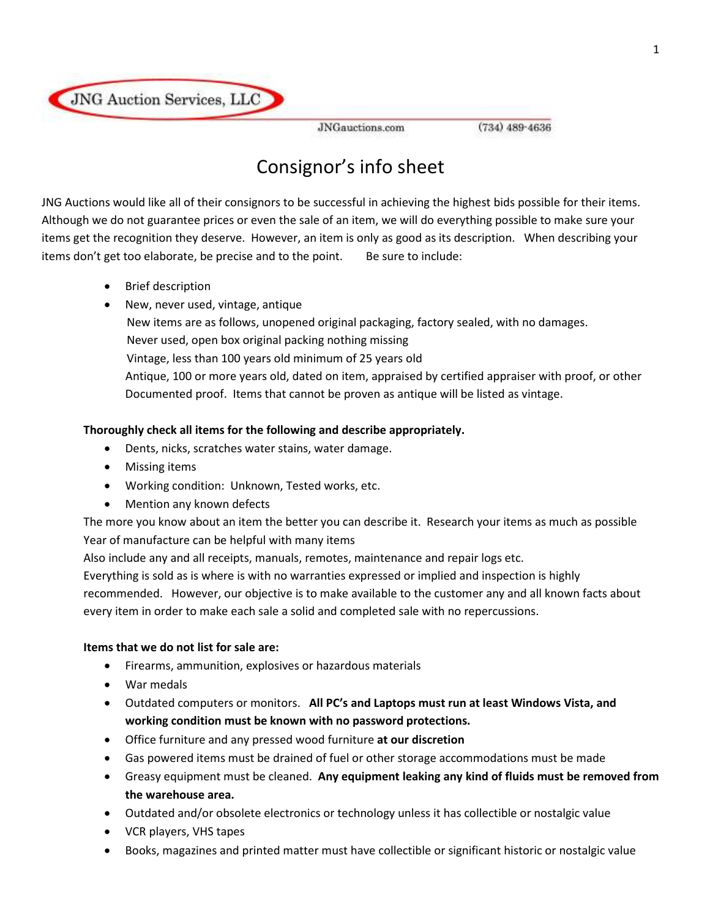JNG Auction Services, LLC

JNGauctions.com (734) 489-4636

# Consignor's info sheet

JNG Auctions would like all of their consignors to be successful in achieving the highest bids possible for their items. Although we do not guarantee prices or even the sale of an item, we will do everything possible to make sure your items get the recognition they deserve. However, an item is only as good as its description. When describing your items don't get too elaborate, be precise and to the point. Be sure to include:

- Brief description
- New, never used, vintage, antique

  New items are as follows, unopened original packaging, factory sealed, with no damages.

  Never used, open box original packing nothing missing

  Vintage, less than 100 years old minimum of 25 years old

  Antique, 100 or more years old, dated on item, appraised by certified appraiser with proof, or other Documented proof. Items that cannot be proven as antique will be listed as vintage.

**Thoroughly check all items for the following and describe appropriately.**

- Dents, nicks, scratches water stains, water damage.
- Missing items
- Working condition: Unknown, Tested works, etc.
- Mention any known defects

The more you know about an item the better you can describe it. Research your items as much as possible Year of manufacture can be helpful with many items

Also include any and all receipts, manuals, remotes, maintenance and repair logs etc.

Everything is sold as is where is with no warranties expressed or implied and inspection is highly recommended. However, our objective is to make available to the customer any and all known facts about every item in order to make each sale a solid and completed sale with no repercussions.

**Items that we do not list for sale are:**

- Firearms, ammunition, explosives or hazardous materials
- War medals
- Outdated computers or monitors. **All PC's and Laptops must run at least Windows Vista, and working condition must be known with no password protections.**
- Office furniture and any pressed wood furniture **at our discretion**
- Gas powered items must be drained of fuel or other storage accommodations must be made
- Greasy equipment must be cleaned. **Any equipment leaking any kind of fluids must be removed from the warehouse area.**
- Outdated and/or obsolete electronics or technology unless it has collectible or nostalgic value
- VCR players, VHS tapes
- Books, magazines and printed matter must have collectible or significant historic or nostalgic value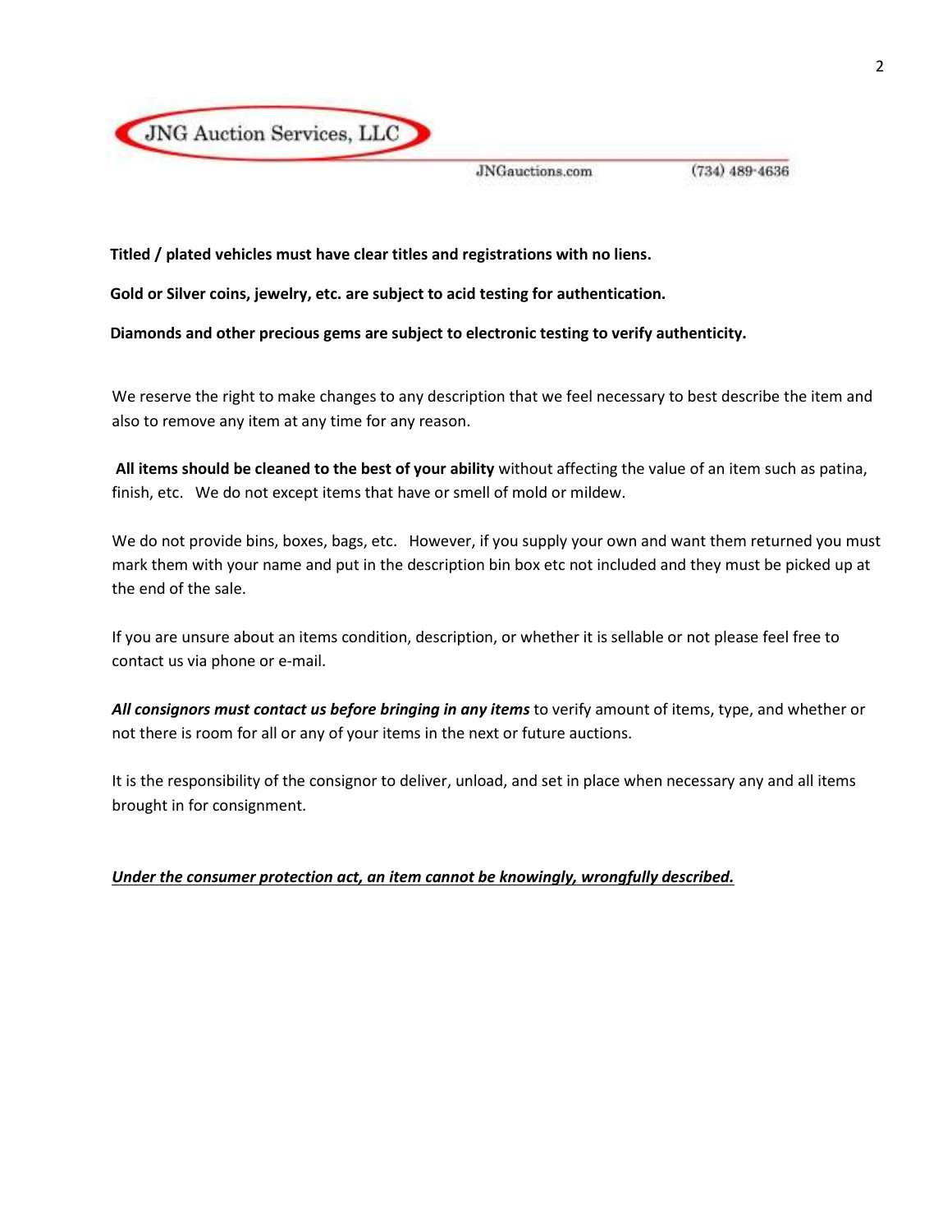**Titled / plated vehicles must have clear titles and registrations with no liens.**

**Gold or Silver coins, jewelry, etc. are subject to acid testing for authentication.**

**Diamonds and other precious gems are subject to electronic testing to verify authenticity.**

We reserve the right to make changes to any description that we feel necessary to best describe the item and also to remove any item at any time for any reason.

**All items should be cleaned to the best of your ability** without affecting the value of an item such as patina, finish, etc. We do not except items that have or smell of mold or mildew.

We do not provide bins, boxes, bags, etc. However, if you supply your own and want them returned you must mark them with your name and put in the description bin box etc not included and they must be picked up at the end of the sale.

If you are unsure about an items condition, description, or whether it is sellable or not please feel free to contact us via phone or e-mail.

***All consignors must contact us before bringing in any items*** to verify amount of items, type, and whether or not there is room for all or any of your items in the next or future auctions.

It is the responsibility of the consignor to deliver, unload, and set in place when necessary any and all items brought in for consignment.

***<u>Under the consumer protection act, an item cannot be knowingly, wrongfully described.</u>***